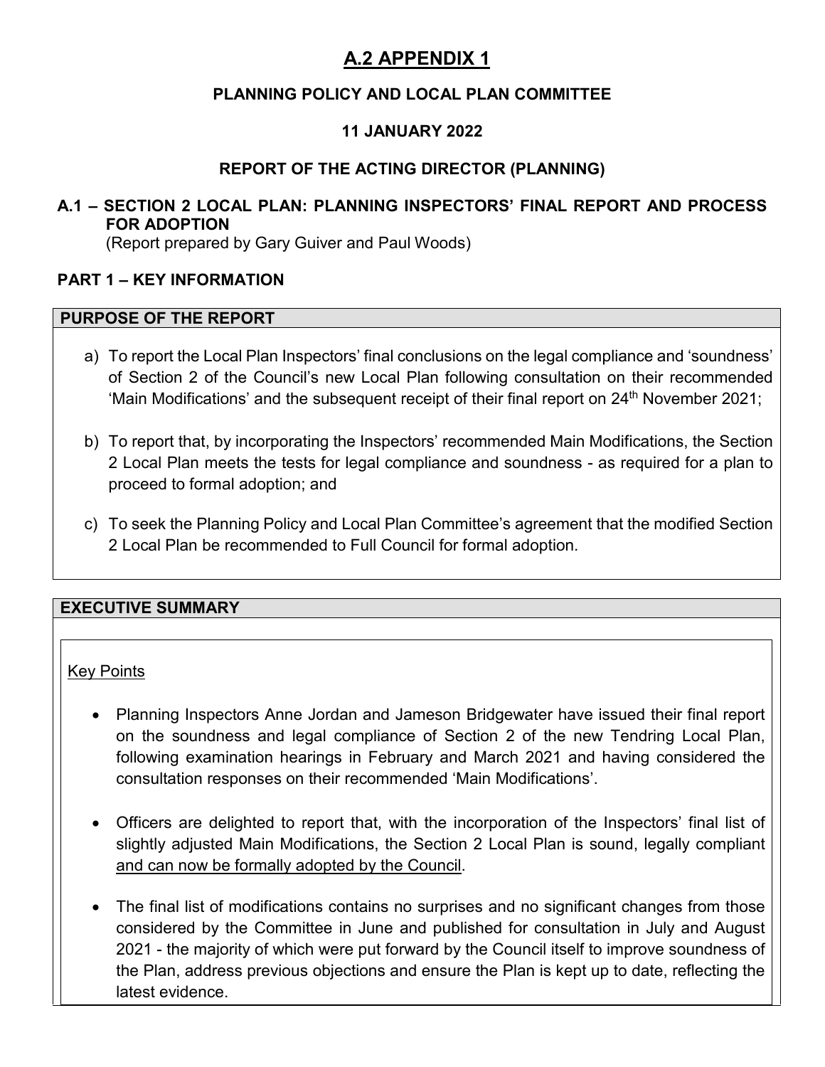# A.2 APPENDIX 1

**PLANNING POLICY AND LOCAL PLAN COMMITTEE**

**11 JANUARY 2022**

**REPORT OF THE ACTING DIRECTOR (PLANNING)**

## A.1 – SECTION 2 LOCAL PLAN: PLANNING INSPECTORS' FINAL REPORT AND PROCESS FOR ADOPTION

(Report prepared by Gary Guiver and Paul Woods)

## PART 1 – KEY INFORMATION

### PURPOSE OF THE REPORT

a) To report the Local Plan Inspectors' final conclusions on the legal compliance and 'soundness' of Section 2 of the Council's new Local Plan following consultation on their recommended 'Main Modifications' and the subsequent receipt of their final report on 24th November 2021;

b) To report that, by incorporating the Inspectors' recommended Main Modifications, the Section 2 Local Plan meets the tests for legal compliance and soundness - as required for a plan to proceed to formal adoption; and

c) To seek the Planning Policy and Local Plan Committee's agreement that the modified Section 2 Local Plan be recommended to Full Council for formal adoption.

### EXECUTIVE SUMMARY

Key Points

- Planning Inspectors Anne Jordan and Jameson Bridgewater have issued their final report on the soundness and legal compliance of Section 2 of the new Tendring Local Plan, following examination hearings in February and March 2021 and having considered the consultation responses on their recommended 'Main Modifications'.
- Officers are delighted to report that, with the incorporation of the Inspectors' final list of slightly adjusted Main Modifications, the Section 2 Local Plan is sound, legally compliant and can now be formally adopted by the Council.
- The final list of modifications contains no surprises and no significant changes from those considered by the Committee in June and published for consultation in July and August 2021 - the majority of which were put forward by the Council itself to improve soundness of the Plan, address previous objections and ensure the Plan is kept up to date, reflecting the latest evidence.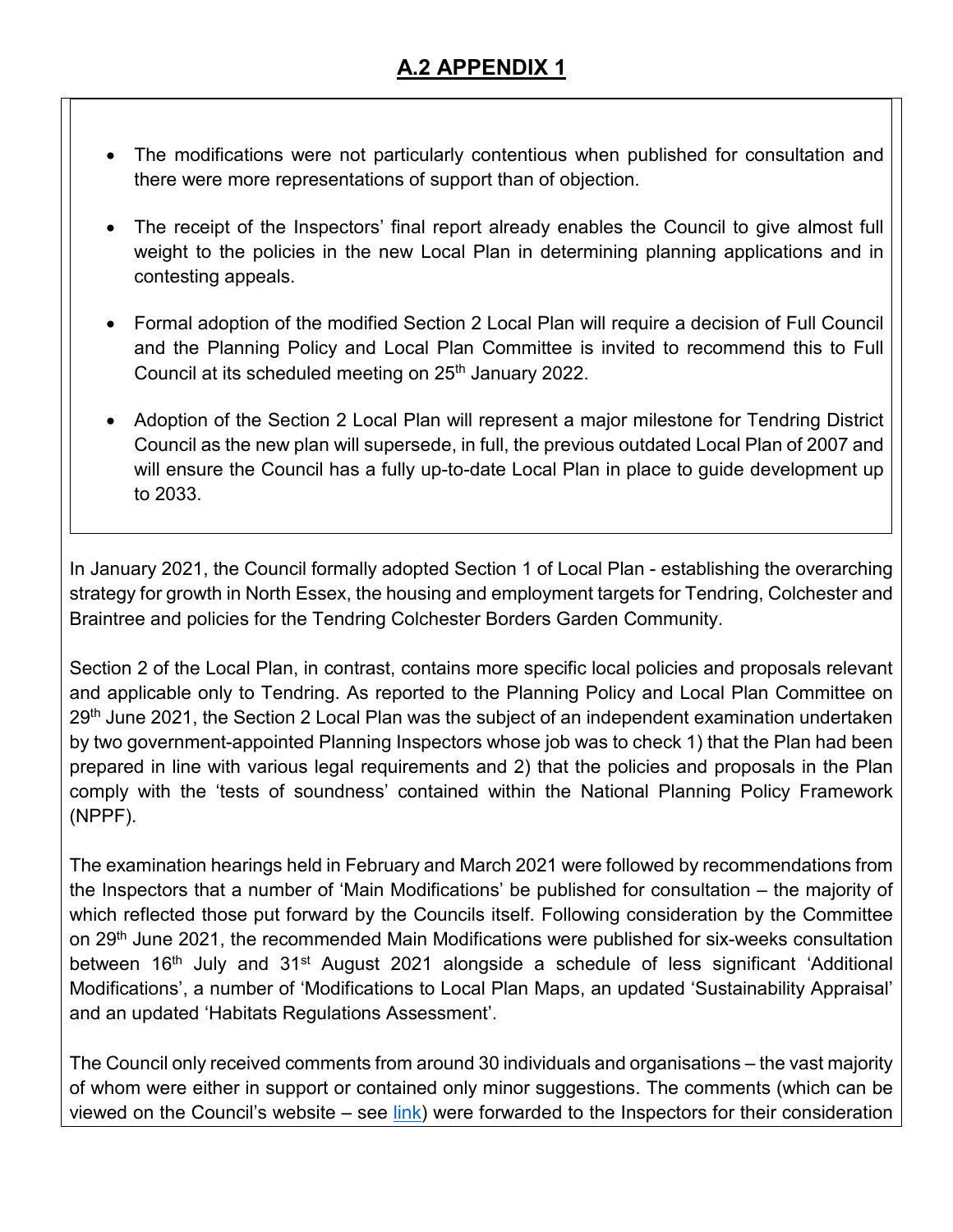## A.2 APPENDIX 1

- The modifications were not particularly contentious when published for consultation and there were more representations of support than of objection.
- The receipt of the Inspectors' final report already enables the Council to give almost full weight to the policies in the new Local Plan in determining planning applications and in contesting appeals.
- Formal adoption of the modified Section 2 Local Plan will require a decision of Full Council and the Planning Policy and Local Plan Committee is invited to recommend this to Full Council at its scheduled meeting on 25th January 2022.
- Adoption of the Section 2 Local Plan will represent a major milestone for Tendring District Council as the new plan will supersede, in full, the previous outdated Local Plan of 2007 and will ensure the Council has a fully up-to-date Local Plan in place to guide development up to 2033.

In January 2021, the Council formally adopted Section 1 of Local Plan - establishing the overarching strategy for growth in North Essex, the housing and employment targets for Tendring, Colchester and Braintree and policies for the Tendring Colchester Borders Garden Community.

Section 2 of the Local Plan, in contrast, contains more specific local policies and proposals relevant and applicable only to Tendring. As reported to the Planning Policy and Local Plan Committee on 29th June 2021, the Section 2 Local Plan was the subject of an independent examination undertaken by two government-appointed Planning Inspectors whose job was to check 1) that the Plan had been prepared in line with various legal requirements and 2) that the policies and proposals in the Plan comply with the 'tests of soundness' contained within the National Planning Policy Framework (NPPF).

The examination hearings held in February and March 2021 were followed by recommendations from the Inspectors that a number of 'Main Modifications' be published for consultation – the majority of which reflected those put forward by the Councils itself. Following consideration by the Committee on 29th June 2021, the recommended Main Modifications were published for six-weeks consultation between 16th July and 31st August 2021 alongside a schedule of less significant 'Additional Modifications', a number of 'Modifications to Local Plan Maps, an updated 'Sustainability Appraisal' and an updated 'Habitats Regulations Assessment'.

The Council only received comments from around 30 individuals and organisations – the vast majority of whom were either in support or contained only minor suggestions. The comments (which can be viewed on the Council's website – see link) were forwarded to the Inspectors for their consideration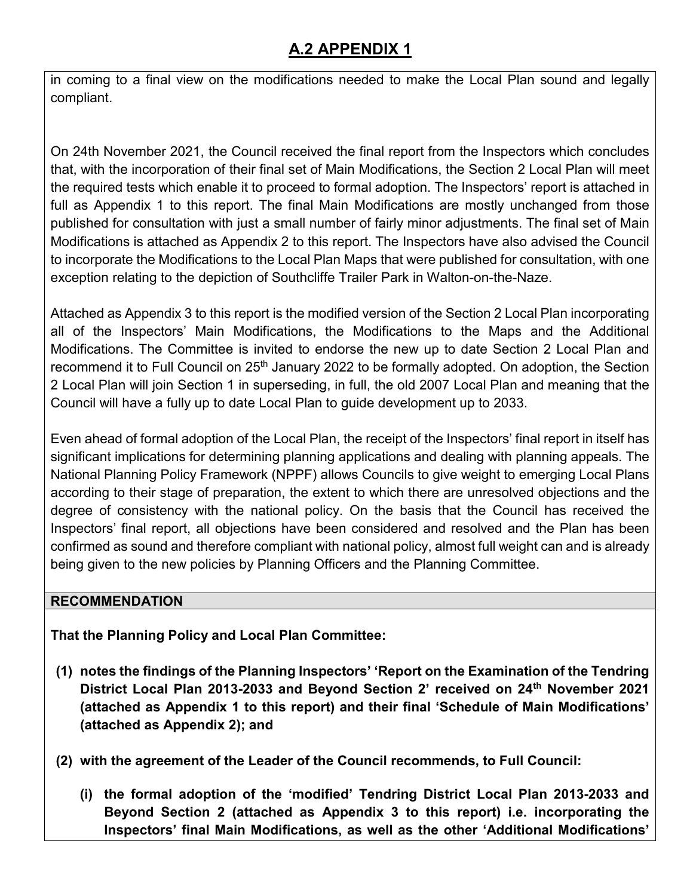# A.2 APPENDIX 1

in coming to a final view on the modifications needed to make the Local Plan sound and legally compliant.

On 24th November 2021, the Council received the final report from the Inspectors which concludes that, with the incorporation of their final set of Main Modifications, the Section 2 Local Plan will meet the required tests which enable it to proceed to formal adoption. The Inspectors' report is attached in full as Appendix 1 to this report. The final Main Modifications are mostly unchanged from those published for consultation with just a small number of fairly minor adjustments. The final set of Main Modifications is attached as Appendix 2 to this report. The Inspectors have also advised the Council to incorporate the Modifications to the Local Plan Maps that were published for consultation, with one exception relating to the depiction of Southcliffe Trailer Park in Walton-on-the-Naze.

Attached as Appendix 3 to this report is the modified version of the Section 2 Local Plan incorporating all of the Inspectors' Main Modifications, the Modifications to the Maps and the Additional Modifications. The Committee is invited to endorse the new up to date Section 2 Local Plan and recommend it to Full Council on 25th January 2022 to be formally adopted. On adoption, the Section 2 Local Plan will join Section 1 in superseding, in full, the old 2007 Local Plan and meaning that the Council will have a fully up to date Local Plan to guide development up to 2033.

Even ahead of formal adoption of the Local Plan, the receipt of the Inspectors' final report in itself has significant implications for determining planning applications and dealing with planning appeals. The National Planning Policy Framework (NPPF) allows Councils to give weight to emerging Local Plans according to their stage of preparation, the extent to which there are unresolved objections and the degree of consistency with the national policy. On the basis that the Council has received the Inspectors' final report, all objections have been considered and resolved and the Plan has been confirmed as sound and therefore compliant with national policy, almost full weight can and is already being given to the new policies by Planning Officers and the Planning Committee.

## RECOMMENDATION

**That the Planning Policy and Local Plan Committee:**

**(1) notes the findings of the Planning Inspectors' 'Report on the Examination of the Tendring District Local Plan 2013-2033 and Beyond Section 2' received on 24th November 2021 (attached as Appendix 1 to this report) and their final 'Schedule of Main Modifications' (attached as Appendix 2); and**

**(2) with the agreement of the Leader of the Council recommends, to Full Council:**

**(i) the formal adoption of the 'modified' Tendring District Local Plan 2013-2033 and Beyond Section 2 (attached as Appendix 3 to this report) i.e. incorporating the Inspectors' final Main Modifications, as well as the other 'Additional Modifications'**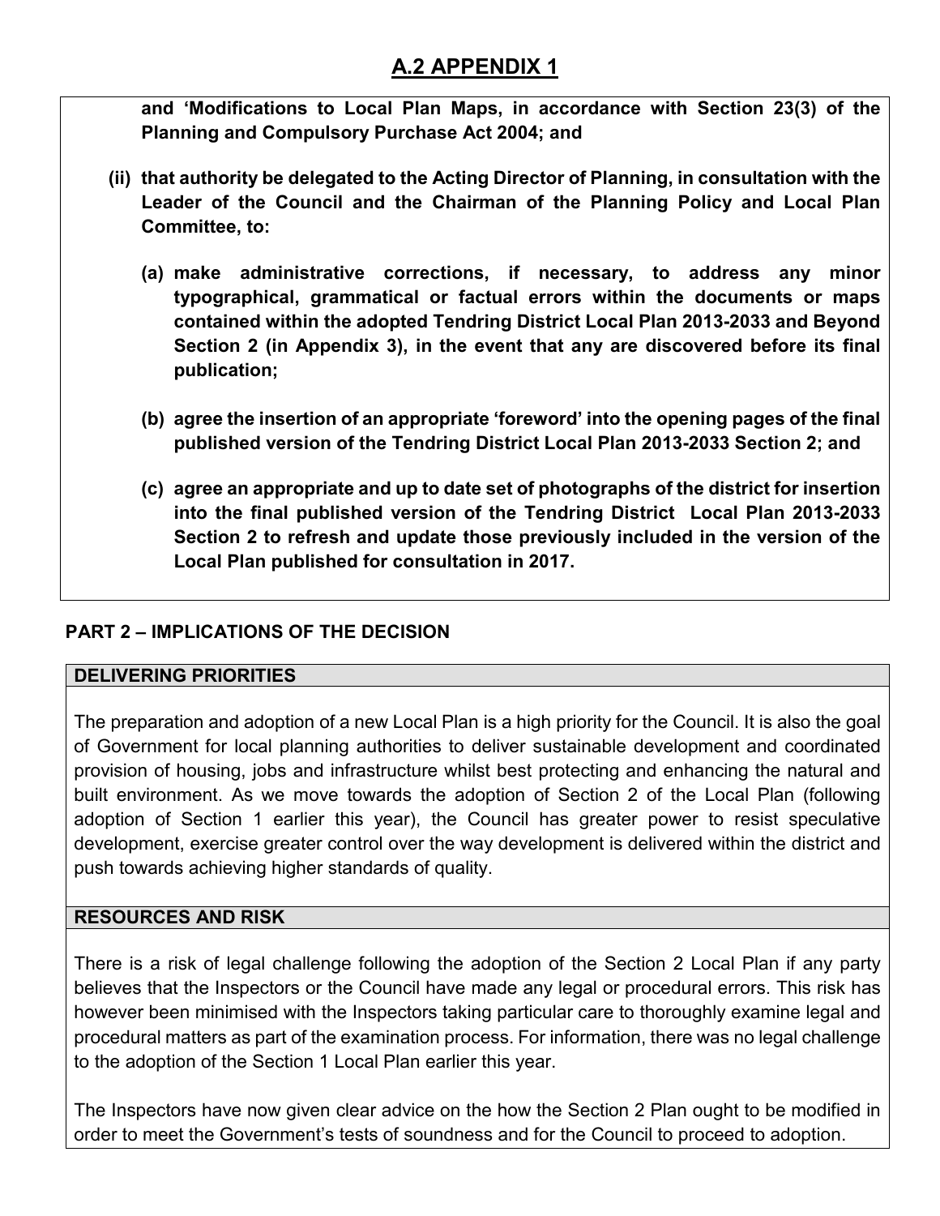## A.2 APPENDIX 1

**and 'Modifications to Local Plan Maps, in accordance with Section 23(3) of the Planning and Compulsory Purchase Act 2004; and**

**(ii) that authority be delegated to the Acting Director of Planning, in consultation with the Leader of the Council and the Chairman of the Planning Policy and Local Plan Committee, to:**

**(a) make administrative corrections, if necessary, to address any minor typographical, grammatical or factual errors within the documents or maps contained within the adopted Tendring District Local Plan 2013-2033 and Beyond Section 2 (in Appendix 3), in the event that any are discovered before its final publication;**

**(b) agree the insertion of an appropriate 'foreword' into the opening pages of the final published version of the Tendring District Local Plan 2013-2033 Section 2; and**

**(c) agree an appropriate and up to date set of photographs of the district for insertion into the final published version of the Tendring District Local Plan 2013-2033 Section 2 to refresh and update those previously included in the version of the Local Plan published for consultation in 2017.**

### PART 2 – IMPLICATIONS OF THE DECISION

#### DELIVERING PRIORITIES

The preparation and adoption of a new Local Plan is a high priority for the Council. It is also the goal of Government for local planning authorities to deliver sustainable development and coordinated provision of housing, jobs and infrastructure whilst best protecting and enhancing the natural and built environment. As we move towards the adoption of Section 2 of the Local Plan (following adoption of Section 1 earlier this year), the Council has greater power to resist speculative development, exercise greater control over the way development is delivered within the district and push towards achieving higher standards of quality.

#### RESOURCES AND RISK

There is a risk of legal challenge following the adoption of the Section 2 Local Plan if any party believes that the Inspectors or the Council have made any legal or procedural errors. This risk has however been minimised with the Inspectors taking particular care to thoroughly examine legal and procedural matters as part of the examination process. For information, there was no legal challenge to the adoption of the Section 1 Local Plan earlier this year.

The Inspectors have now given clear advice on the how the Section 2 Plan ought to be modified in order to meet the Government's tests of soundness and for the Council to proceed to adoption.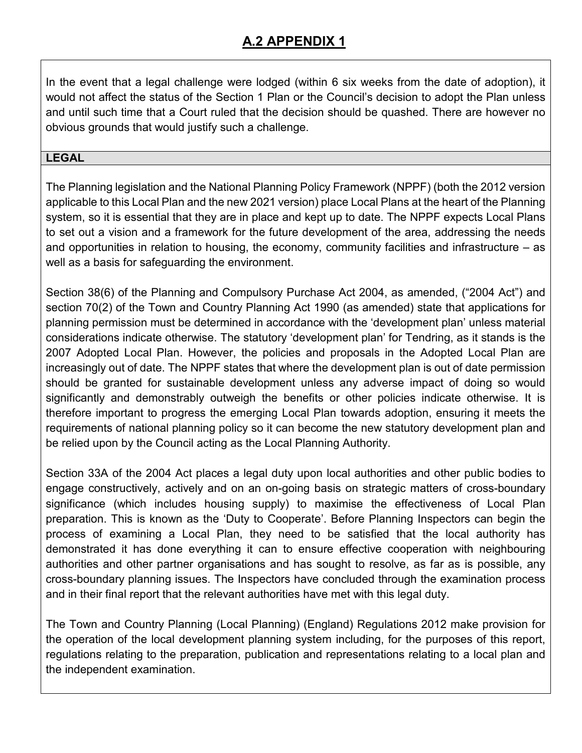# A.2 APPENDIX 1

In the event that a legal challenge were lodged (within 6 six weeks from the date of adoption), it would not affect the status of the Section 1 Plan or the Council's decision to adopt the Plan unless and until such time that a Court ruled that the decision should be quashed. There are however no obvious grounds that would justify such a challenge.

**LEGAL**

The Planning legislation and the National Planning Policy Framework (NPPF) (both the 2012 version applicable to this Local Plan and the new 2021 version) place Local Plans at the heart of the Planning system, so it is essential that they are in place and kept up to date. The NPPF expects Local Plans to set out a vision and a framework for the future development of the area, addressing the needs and opportunities in relation to housing, the economy, community facilities and infrastructure – as well as a basis for safeguarding the environment.

Section 38(6) of the Planning and Compulsory Purchase Act 2004, as amended, ("2004 Act") and section 70(2) of the Town and Country Planning Act 1990 (as amended) state that applications for planning permission must be determined in accordance with the 'development plan' unless material considerations indicate otherwise. The statutory 'development plan' for Tendring, as it stands is the 2007 Adopted Local Plan. However, the policies and proposals in the Adopted Local Plan are increasingly out of date. The NPPF states that where the development plan is out of date permission should be granted for sustainable development unless any adverse impact of doing so would significantly and demonstrably outweigh the benefits or other policies indicate otherwise. It is therefore important to progress the emerging Local Plan towards adoption, ensuring it meets the requirements of national planning policy so it can become the new statutory development plan and be relied upon by the Council acting as the Local Planning Authority.

Section 33A of the 2004 Act places a legal duty upon local authorities and other public bodies to engage constructively, actively and on an on-going basis on strategic matters of cross-boundary significance (which includes housing supply) to maximise the effectiveness of Local Plan preparation. This is known as the 'Duty to Cooperate'. Before Planning Inspectors can begin the process of examining a Local Plan, they need to be satisfied that the local authority has demonstrated it has done everything it can to ensure effective cooperation with neighbouring authorities and other partner organisations and has sought to resolve, as far as is possible, any cross-boundary planning issues. The Inspectors have concluded through the examination process and in their final report that the relevant authorities have met with this legal duty.

The Town and Country Planning (Local Planning) (England) Regulations 2012 make provision for the operation of the local development planning system including, for the purposes of this report, regulations relating to the preparation, publication and representations relating to a local plan and the independent examination.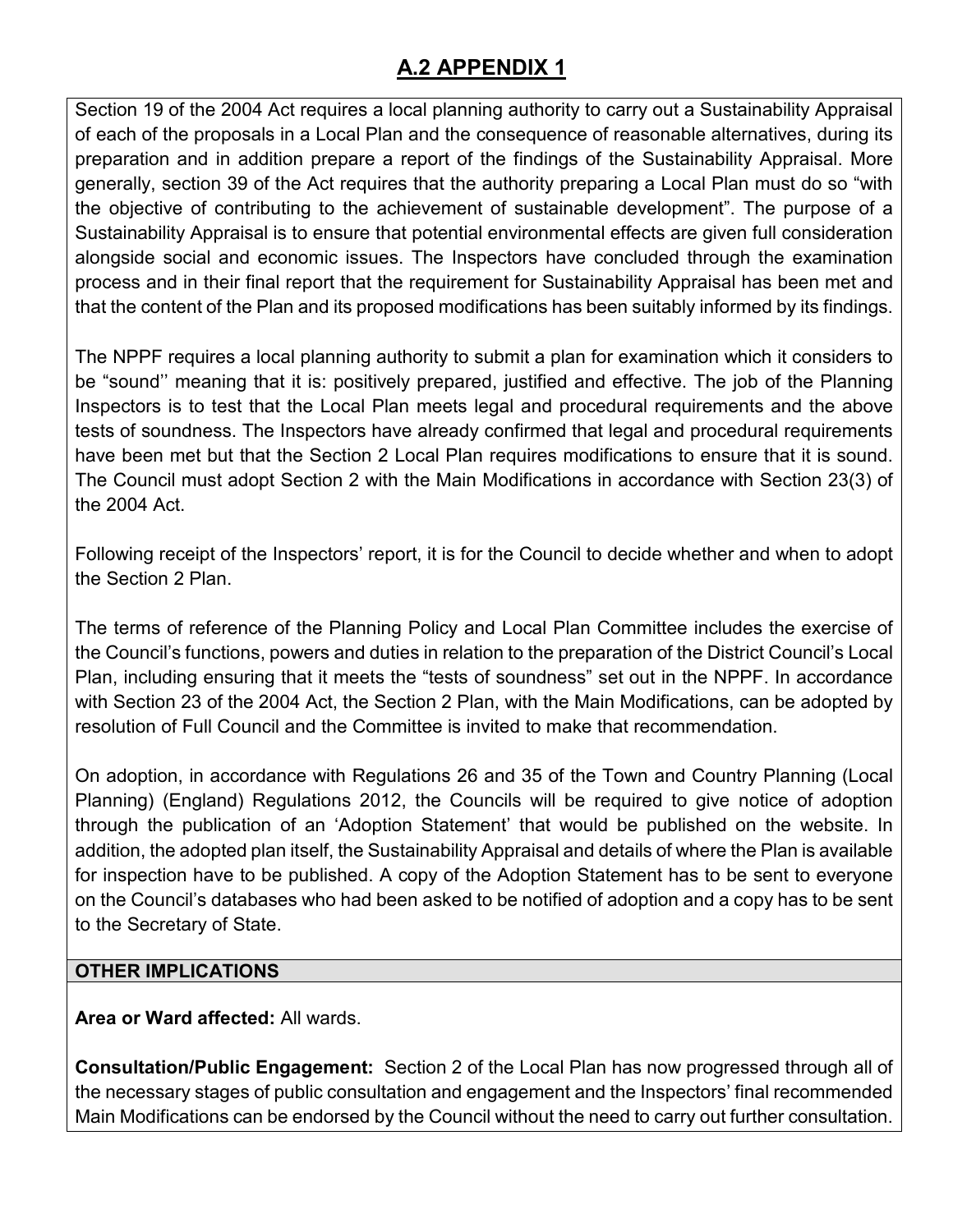## A.2 APPENDIX 1

Section 19 of the 2004 Act requires a local planning authority to carry out a Sustainability Appraisal of each of the proposals in a Local Plan and the consequence of reasonable alternatives, during its preparation and in addition prepare a report of the findings of the Sustainability Appraisal. More generally, section 39 of the Act requires that the authority preparing a Local Plan must do so "with the objective of contributing to the achievement of sustainable development". The purpose of a Sustainability Appraisal is to ensure that potential environmental effects are given full consideration alongside social and economic issues. The Inspectors have concluded through the examination process and in their final report that the requirement for Sustainability Appraisal has been met and that the content of the Plan and its proposed modifications has been suitably informed by its findings.

The NPPF requires a local planning authority to submit a plan for examination which it considers to be "sound'' meaning that it is: positively prepared, justified and effective. The job of the Planning Inspectors is to test that the Local Plan meets legal and procedural requirements and the above tests of soundness. The Inspectors have already confirmed that legal and procedural requirements have been met but that the Section 2 Local Plan requires modifications to ensure that it is sound. The Council must adopt Section 2 with the Main Modifications in accordance with Section 23(3) of the 2004 Act.

Following receipt of the Inspectors' report, it is for the Council to decide whether and when to adopt the Section 2 Plan.

The terms of reference of the Planning Policy and Local Plan Committee includes the exercise of the Council's functions, powers and duties in relation to the preparation of the District Council's Local Plan, including ensuring that it meets the "tests of soundness" set out in the NPPF. In accordance with Section 23 of the 2004 Act, the Section 2 Plan, with the Main Modifications, can be adopted by resolution of Full Council and the Committee is invited to make that recommendation.

On adoption, in accordance with Regulations 26 and 35 of the Town and Country Planning (Local Planning) (England) Regulations 2012, the Councils will be required to give notice of adoption through the publication of an 'Adoption Statement' that would be published on the website. In addition, the adopted plan itself, the Sustainability Appraisal and details of where the Plan is available for inspection have to be published. A copy of the Adoption Statement has to be sent to everyone on the Council's databases who had been asked to be notified of adoption and a copy has to be sent to the Secretary of State.

**OTHER IMPLICATIONS**

**Area or Ward affected:** All wards.

**Consultation/Public Engagement:** Section 2 of the Local Plan has now progressed through all of the necessary stages of public consultation and engagement and the Inspectors' final recommended Main Modifications can be endorsed by the Council without the need to carry out further consultation.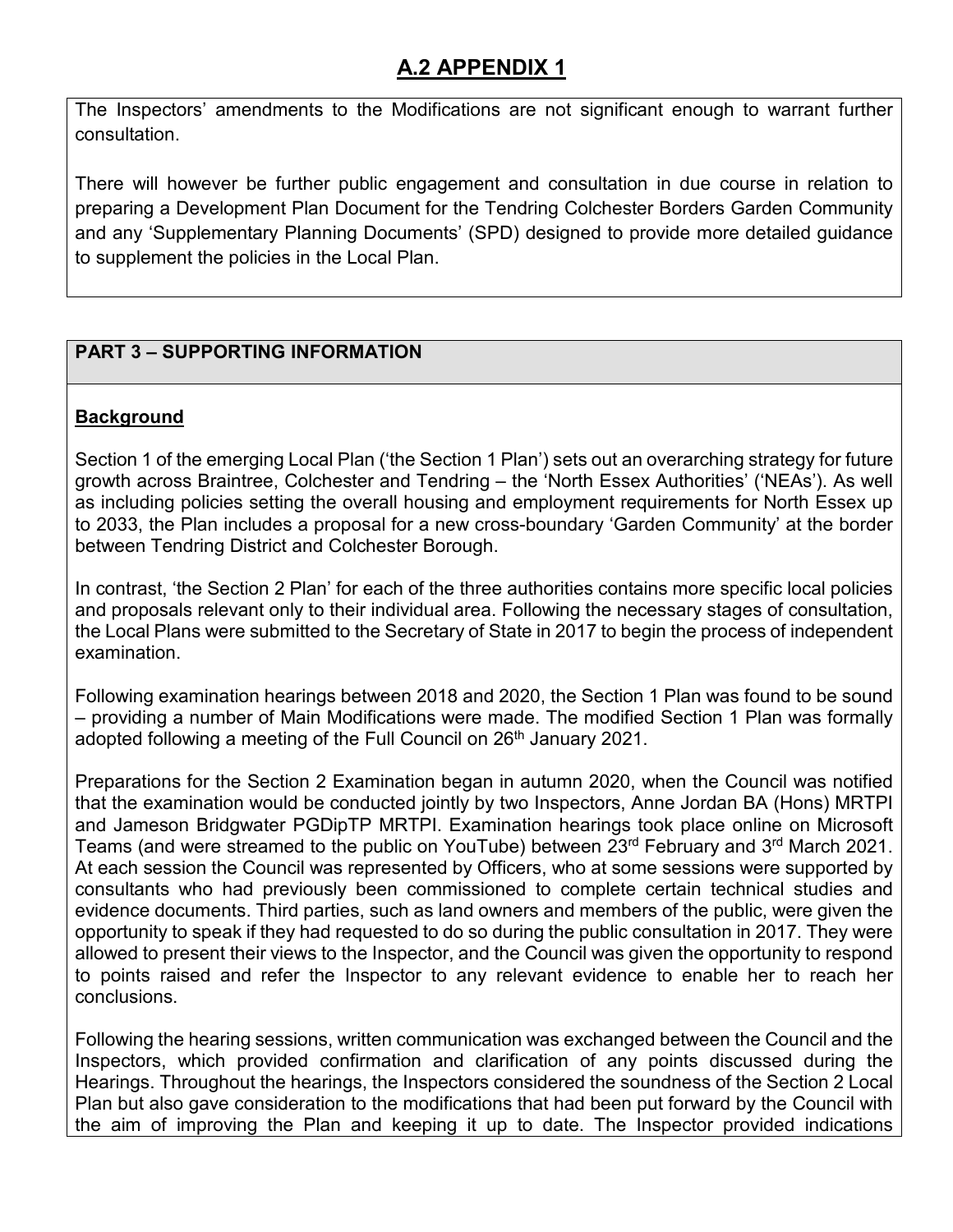# A.2 APPENDIX 1

The Inspectors' amendments to the Modifications are not significant enough to warrant further consultation.

There will however be further public engagement and consultation in due course in relation to preparing a Development Plan Document for the Tendring Colchester Borders Garden Community and any 'Supplementary Planning Documents' (SPD) designed to provide more detailed guidance to supplement the policies in the Local Plan.

## PART 3 – SUPPORTING INFORMATION

### Background

Section 1 of the emerging Local Plan ('the Section 1 Plan') sets out an overarching strategy for future growth across Braintree, Colchester and Tendring – the 'North Essex Authorities' ('NEAs'). As well as including policies setting the overall housing and employment requirements for North Essex up to 2033, the Plan includes a proposal for a new cross-boundary 'Garden Community' at the border between Tendring District and Colchester Borough.

In contrast, 'the Section 2 Plan' for each of the three authorities contains more specific local policies and proposals relevant only to their individual area. Following the necessary stages of consultation, the Local Plans were submitted to the Secretary of State in 2017 to begin the process of independent examination.

Following examination hearings between 2018 and 2020, the Section 1 Plan was found to be sound – providing a number of Main Modifications were made. The modified Section 1 Plan was formally adopted following a meeting of the Full Council on 26th January 2021.

Preparations for the Section 2 Examination began in autumn 2020, when the Council was notified that the examination would be conducted jointly by two Inspectors, Anne Jordan BA (Hons) MRTPI and Jameson Bridgwater PGDipTP MRTPI. Examination hearings took place online on Microsoft Teams (and were streamed to the public on YouTube) between 23rd February and 3rd March 2021. At each session the Council was represented by Officers, who at some sessions were supported by consultants who had previously been commissioned to complete certain technical studies and evidence documents. Third parties, such as land owners and members of the public, were given the opportunity to speak if they had requested to do so during the public consultation in 2017. They were allowed to present their views to the Inspector, and the Council was given the opportunity to respond to points raised and refer the Inspector to any relevant evidence to enable her to reach her conclusions.

Following the hearing sessions, written communication was exchanged between the Council and the Inspectors, which provided confirmation and clarification of any points discussed during the Hearings. Throughout the hearings, the Inspectors considered the soundness of the Section 2 Local Plan but also gave consideration to the modifications that had been put forward by the Council with the aim of improving the Plan and keeping it up to date. The Inspector provided indications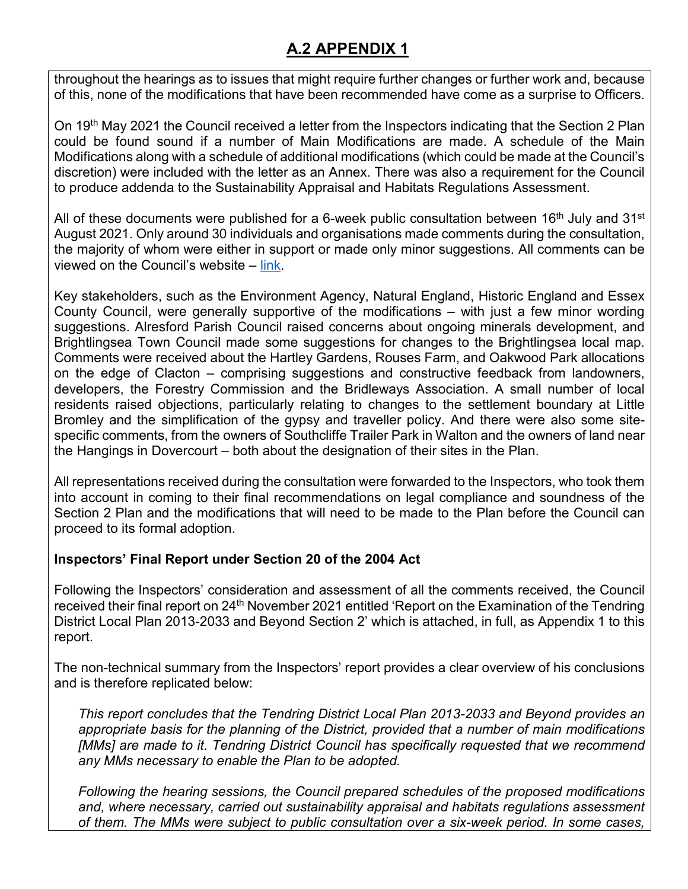## A.2 APPENDIX 1

throughout the hearings as to issues that might require further changes or further work and, because of this, none of the modifications that have been recommended have come as a surprise to Officers.

On 19th May 2021 the Council received a letter from the Inspectors indicating that the Section 2 Plan could be found sound if a number of Main Modifications are made. A schedule of the Main Modifications along with a schedule of additional modifications (which could be made at the Council's discretion) were included with the letter as an Annex. There was also a requirement for the Council to produce addenda to the Sustainability Appraisal and Habitats Regulations Assessment.

All of these documents were published for a 6-week public consultation between 16th July and 31st August 2021. Only around 30 individuals and organisations made comments during the consultation, the majority of whom were either in support or made only minor suggestions. All comments can be viewed on the Council's website – link.

Key stakeholders, such as the Environment Agency, Natural England, Historic England and Essex County Council, were generally supportive of the modifications – with just a few minor wording suggestions. Alresford Parish Council raised concerns about ongoing minerals development, and Brightlingsea Town Council made some suggestions for changes to the Brightlingsea local map. Comments were received about the Hartley Gardens, Rouses Farm, and Oakwood Park allocations on the edge of Clacton – comprising suggestions and constructive feedback from landowners, developers, the Forestry Commission and the Bridleways Association. A small number of local residents raised objections, particularly relating to changes to the settlement boundary at Little Bromley and the simplification of the gypsy and traveller policy. And there were also some site-specific comments, from the owners of Southcliffe Trailer Park in Walton and the owners of land near the Hangings in Dovercourt – both about the designation of their sites in the Plan.

All representations received during the consultation were forwarded to the Inspectors, who took them into account in coming to their final recommendations on legal compliance and soundness of the Section 2 Plan and the modifications that will need to be made to the Plan before the Council can proceed to its formal adoption.

**Inspectors' Final Report under Section 20 of the 2004 Act**

Following the Inspectors' consideration and assessment of all the comments received, the Council received their final report on 24th November 2021 entitled 'Report on the Examination of the Tendring District Local Plan 2013-2033 and Beyond Section 2' which is attached, in full, as Appendix 1 to this report.

The non-technical summary from the Inspectors' report provides a clear overview of his conclusions and is therefore replicated below:

> *This report concludes that the Tendring District Local Plan 2013-2033 and Beyond provides an appropriate basis for the planning of the District, provided that a number of main modifications [MMs] are made to it. Tendring District Council has specifically requested that we recommend any MMs necessary to enable the Plan to be adopted.*
>
> *Following the hearing sessions, the Council prepared schedules of the proposed modifications and, where necessary, carried out sustainability appraisal and habitats regulations assessment of them. The MMs were subject to public consultation over a six-week period. In some cases,*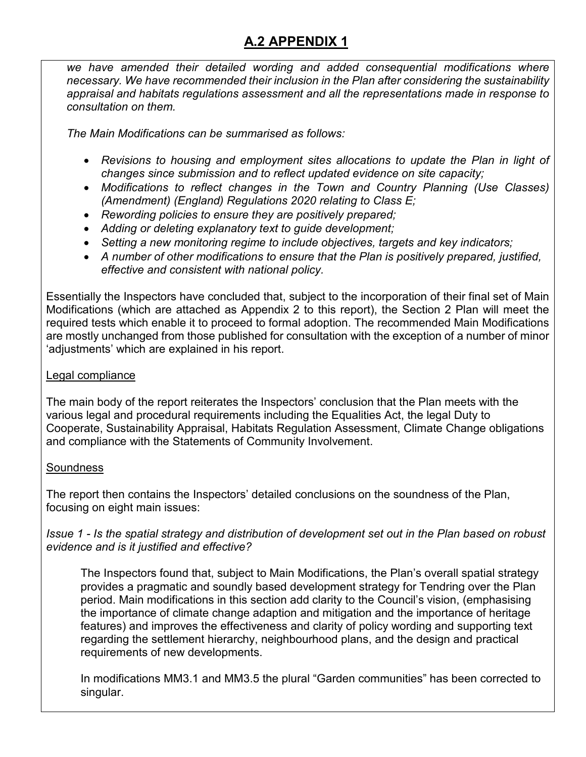## A.2 APPENDIX 1

*we have amended their detailed wording and added consequential modifications where necessary. We have recommended their inclusion in the Plan after considering the sustainability appraisal and habitats regulations assessment and all the representations made in response to consultation on them.*

*The Main Modifications can be summarised as follows:*

- *Revisions to housing and employment sites allocations to update the Plan in light of changes since submission and to reflect updated evidence on site capacity;*
- *Modifications to reflect changes in the Town and Country Planning (Use Classes) (Amendment) (England) Regulations 2020 relating to Class E;*
- *Rewording policies to ensure they are positively prepared;*
- *Adding or deleting explanatory text to guide development;*
- *Setting a new monitoring regime to include objectives, targets and key indicators;*
- *A number of other modifications to ensure that the Plan is positively prepared, justified, effective and consistent with national policy.*

Essentially the Inspectors have concluded that, subject to the incorporation of their final set of Main Modifications (which are attached as Appendix 2 to this report), the Section 2 Plan will meet the required tests which enable it to proceed to formal adoption. The recommended Main Modifications are mostly unchanged from those published for consultation with the exception of a number of minor 'adjustments' which are explained in his report.

Legal compliance

The main body of the report reiterates the Inspectors' conclusion that the Plan meets with the various legal and procedural requirements including the Equalities Act, the legal Duty to Cooperate, Sustainability Appraisal, Habitats Regulation Assessment, Climate Change obligations and compliance with the Statements of Community Involvement.

Soundness

The report then contains the Inspectors' detailed conclusions on the soundness of the Plan, focusing on eight main issues:

*Issue 1 - Is the spatial strategy and distribution of development set out in the Plan based on robust evidence and is it justified and effective?*

The Inspectors found that, subject to Main Modifications, the Plan's overall spatial strategy provides a pragmatic and soundly based development strategy for Tendring over the Plan period. Main modifications in this section add clarity to the Council's vision, (emphasising the importance of climate change adaption and mitigation and the importance of heritage features) and improves the effectiveness and clarity of policy wording and supporting text regarding the settlement hierarchy, neighbourhood plans, and the design and practical requirements of new developments.

In modifications MM3.1 and MM3.5 the plural "Garden communities" has been corrected to singular.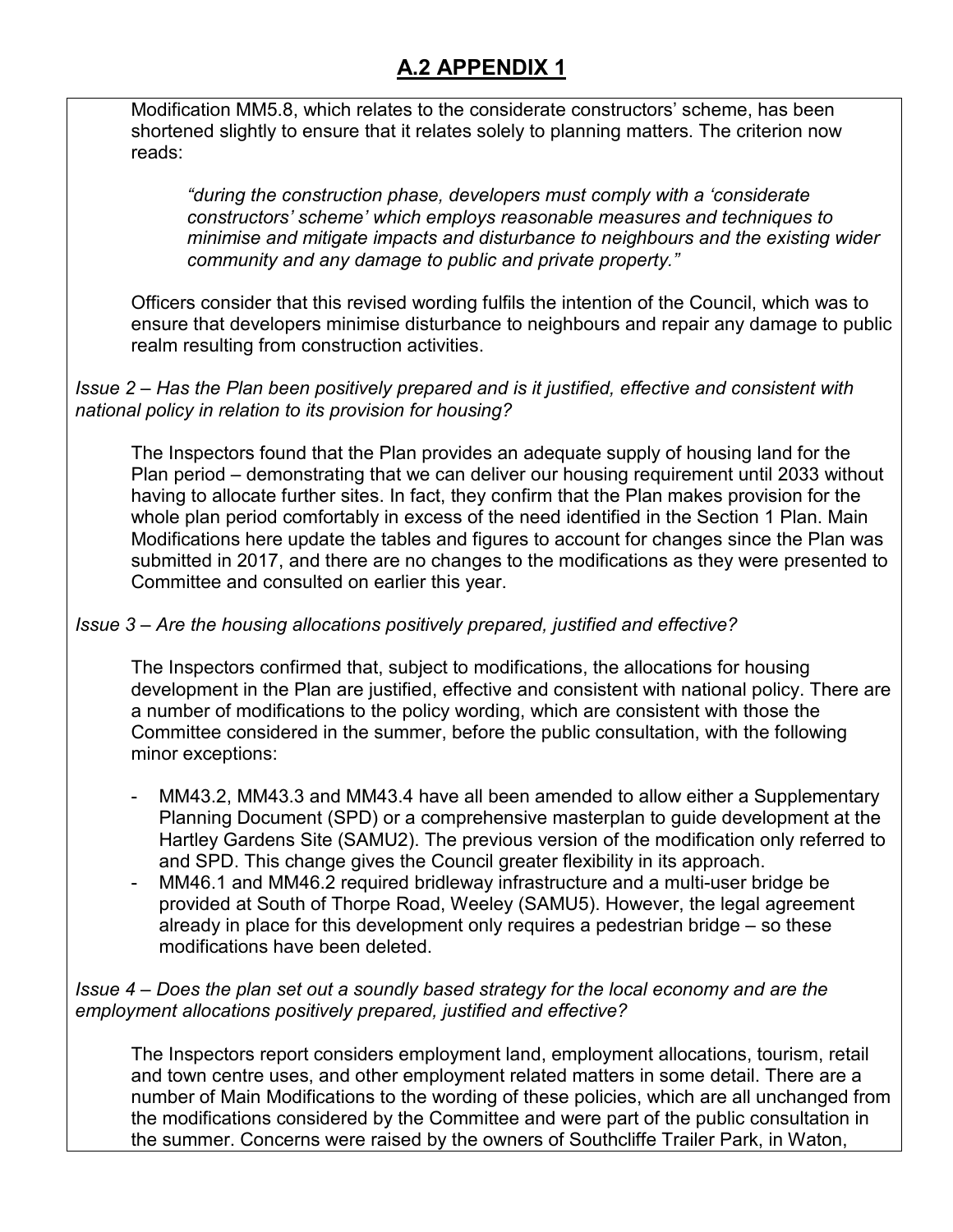## A.2 APPENDIX 1

Modification MM5.8, which relates to the considerate constructors' scheme, has been shortened slightly to ensure that it relates solely to planning matters. The criterion now reads:

> *"during the construction phase, developers must comply with a 'considerate constructors' scheme' which employs reasonable measures and techniques to minimise and mitigate impacts and disturbance to neighbours and the existing wider community and any damage to public and private property."*

Officers consider that this revised wording fulfils the intention of the Council, which was to ensure that developers minimise disturbance to neighbours and repair any damage to public realm resulting from construction activities.

*Issue 2 – Has the Plan been positively prepared and is it justified, effective and consistent with national policy in relation to its provision for housing?*

The Inspectors found that the Plan provides an adequate supply of housing land for the Plan period – demonstrating that we can deliver our housing requirement until 2033 without having to allocate further sites. In fact, they confirm that the Plan makes provision for the whole plan period comfortably in excess of the need identified in the Section 1 Plan. Main Modifications here update the tables and figures to account for changes since the Plan was submitted in 2017, and there are no changes to the modifications as they were presented to Committee and consulted on earlier this year.

*Issue 3 – Are the housing allocations positively prepared, justified and effective?*

The Inspectors confirmed that, subject to modifications, the allocations for housing development in the Plan are justified, effective and consistent with national policy. There are a number of modifications to the policy wording, which are consistent with those the Committee considered in the summer, before the public consultation, with the following minor exceptions:

- MM43.2, MM43.3 and MM43.4 have all been amended to allow either a Supplementary Planning Document (SPD) or a comprehensive masterplan to guide development at the Hartley Gardens Site (SAMU2). The previous version of the modification only referred to and SPD. This change gives the Council greater flexibility in its approach.
- MM46.1 and MM46.2 required bridleway infrastructure and a multi-user bridge be provided at South of Thorpe Road, Weeley (SAMU5). However, the legal agreement already in place for this development only requires a pedestrian bridge – so these modifications have been deleted.

*Issue 4 – Does the plan set out a soundly based strategy for the local economy and are the employment allocations positively prepared, justified and effective?*

The Inspectors report considers employment land, employment allocations, tourism, retail and town centre uses, and other employment related matters in some detail. There are a number of Main Modifications to the wording of these policies, which are all unchanged from the modifications considered by the Committee and were part of the public consultation in the summer. Concerns were raised by the owners of Southcliffe Trailer Park, in Waton,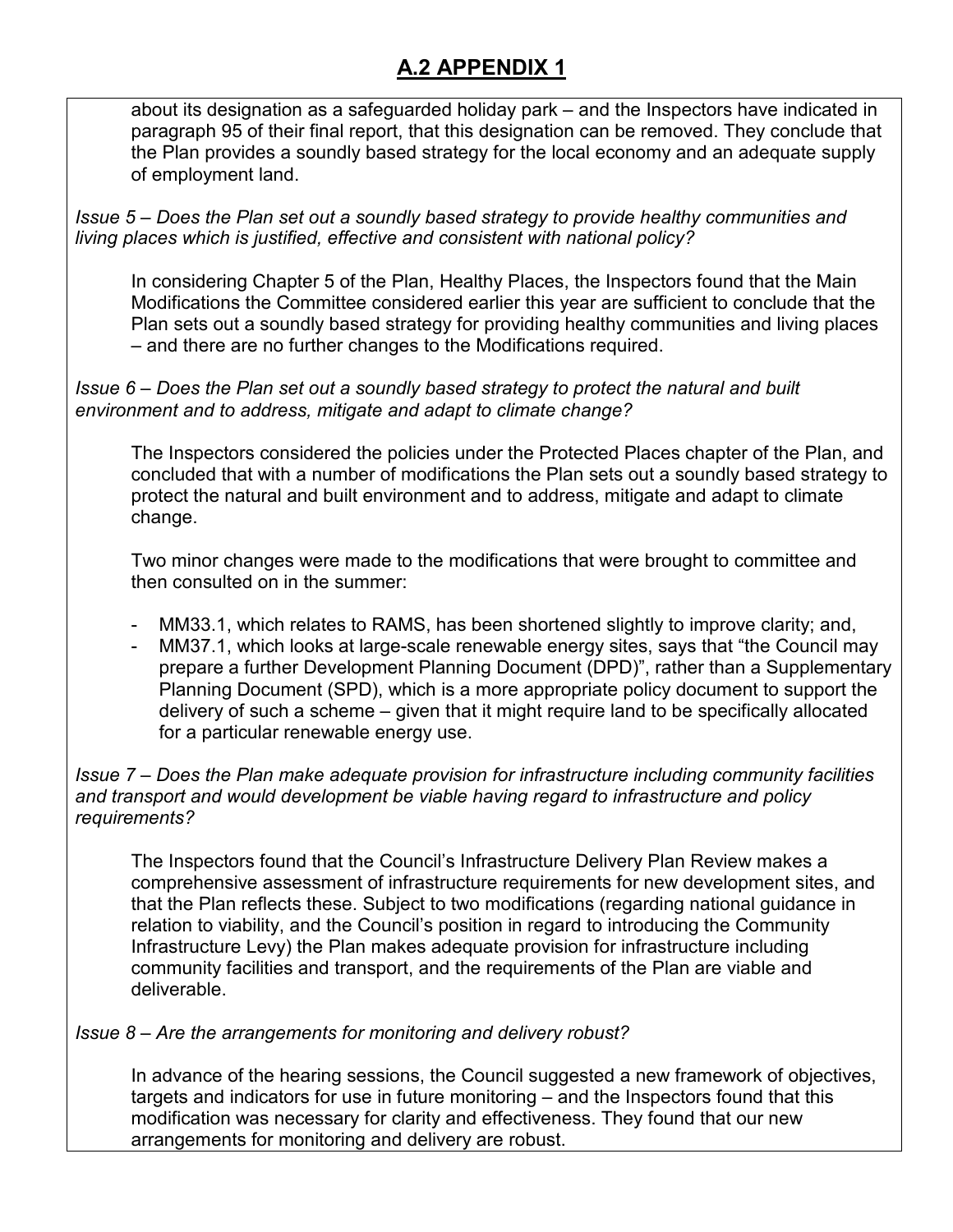# A.2 APPENDIX 1

about its designation as a safeguarded holiday park – and the Inspectors have indicated in paragraph 95 of their final report, that this designation can be removed. They conclude that the Plan provides a soundly based strategy for the local economy and an adequate supply of employment land.

*Issue 5 – Does the Plan set out a soundly based strategy to provide healthy communities and living places which is justified, effective and consistent with national policy?*

In considering Chapter 5 of the Plan, Healthy Places, the Inspectors found that the Main Modifications the Committee considered earlier this year are sufficient to conclude that the Plan sets out a soundly based strategy for providing healthy communities and living places – and there are no further changes to the Modifications required.

*Issue 6 – Does the Plan set out a soundly based strategy to protect the natural and built environment and to address, mitigate and adapt to climate change?*

The Inspectors considered the policies under the Protected Places chapter of the Plan, and concluded that with a number of modifications the Plan sets out a soundly based strategy to protect the natural and built environment and to address, mitigate and adapt to climate change.

Two minor changes were made to the modifications that were brought to committee and then consulted on in the summer:

- MM33.1, which relates to RAMS, has been shortened slightly to improve clarity; and,
- MM37.1, which looks at large-scale renewable energy sites, says that "the Council may prepare a further Development Planning Document (DPD)", rather than a Supplementary Planning Document (SPD), which is a more appropriate policy document to support the delivery of such a scheme – given that it might require land to be specifically allocated for a particular renewable energy use.

*Issue 7 – Does the Plan make adequate provision for infrastructure including community facilities and transport and would development be viable having regard to infrastructure and policy requirements?*

The Inspectors found that the Council's Infrastructure Delivery Plan Review makes a comprehensive assessment of infrastructure requirements for new development sites, and that the Plan reflects these. Subject to two modifications (regarding national guidance in relation to viability, and the Council's position in regard to introducing the Community Infrastructure Levy) the Plan makes adequate provision for infrastructure including community facilities and transport, and the requirements of the Plan are viable and deliverable.

*Issue 8 – Are the arrangements for monitoring and delivery robust?*

In advance of the hearing sessions, the Council suggested a new framework of objectives, targets and indicators for use in future monitoring – and the Inspectors found that this modification was necessary for clarity and effectiveness. They found that our new arrangements for monitoring and delivery are robust.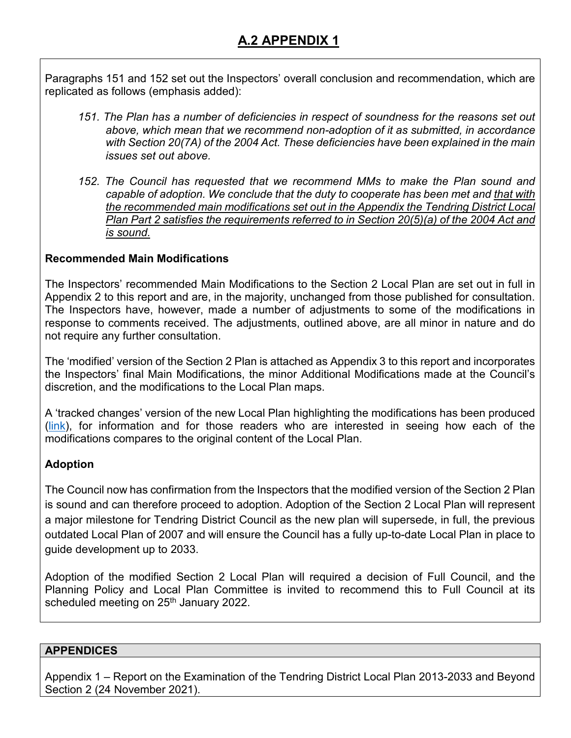# A.2 APPENDIX 1

Paragraphs 151 and 152 set out the Inspectors' overall conclusion and recommendation, which are replicated as follows (emphasis added):

> *151. The Plan has a number of deficiencies in respect of soundness for the reasons set out above, which mean that we recommend non-adoption of it as submitted, in accordance with Section 20(7A) of the 2004 Act. These deficiencies have been explained in the main issues set out above.*
>
> *152. The Council has requested that we recommend MMs to make the Plan sound and capable of adoption. We conclude that the duty to cooperate has been met and <u>that with the recommended main modifications set out in the Appendix the Tendring District Local Plan Part 2 satisfies the requirements referred to in Section 20(5)(a) of the 2004 Act and is sound.</u>*

**Recommended Main Modifications**

The Inspectors' recommended Main Modifications to the Section 2 Local Plan are set out in full in Appendix 2 to this report and are, in the majority, unchanged from those published for consultation. The Inspectors have, however, made a number of adjustments to some of the modifications in response to comments received. The adjustments, outlined above, are all minor in nature and do not require any further consultation.

The 'modified' version of the Section 2 Plan is attached as Appendix 3 to this report and incorporates the Inspectors' final Main Modifications, the minor Additional Modifications made at the Council's discretion, and the modifications to the Local Plan maps.

A 'tracked changes' version of the new Local Plan highlighting the modifications has been produced (link), for information and for those readers who are interested in seeing how each of the modifications compares to the original content of the Local Plan.

**Adoption**

The Council now has confirmation from the Inspectors that the modified version of the Section 2 Plan is sound and can therefore proceed to adoption. Adoption of the Section 2 Local Plan will represent a major milestone for Tendring District Council as the new plan will supersede, in full, the previous outdated Local Plan of 2007 and will ensure the Council has a fully up-to-date Local Plan in place to guide development up to 2033.

Adoption of the modified Section 2 Local Plan will required a decision of Full Council, and the Planning Policy and Local Plan Committee is invited to recommend this to Full Council at its scheduled meeting on 25th January 2022.

| APPENDICES |
| --- |
| Appendix 1 – Report on the Examination of the Tendring District Local Plan 2013-2033 and Beyond Section 2 (24 November 2021). |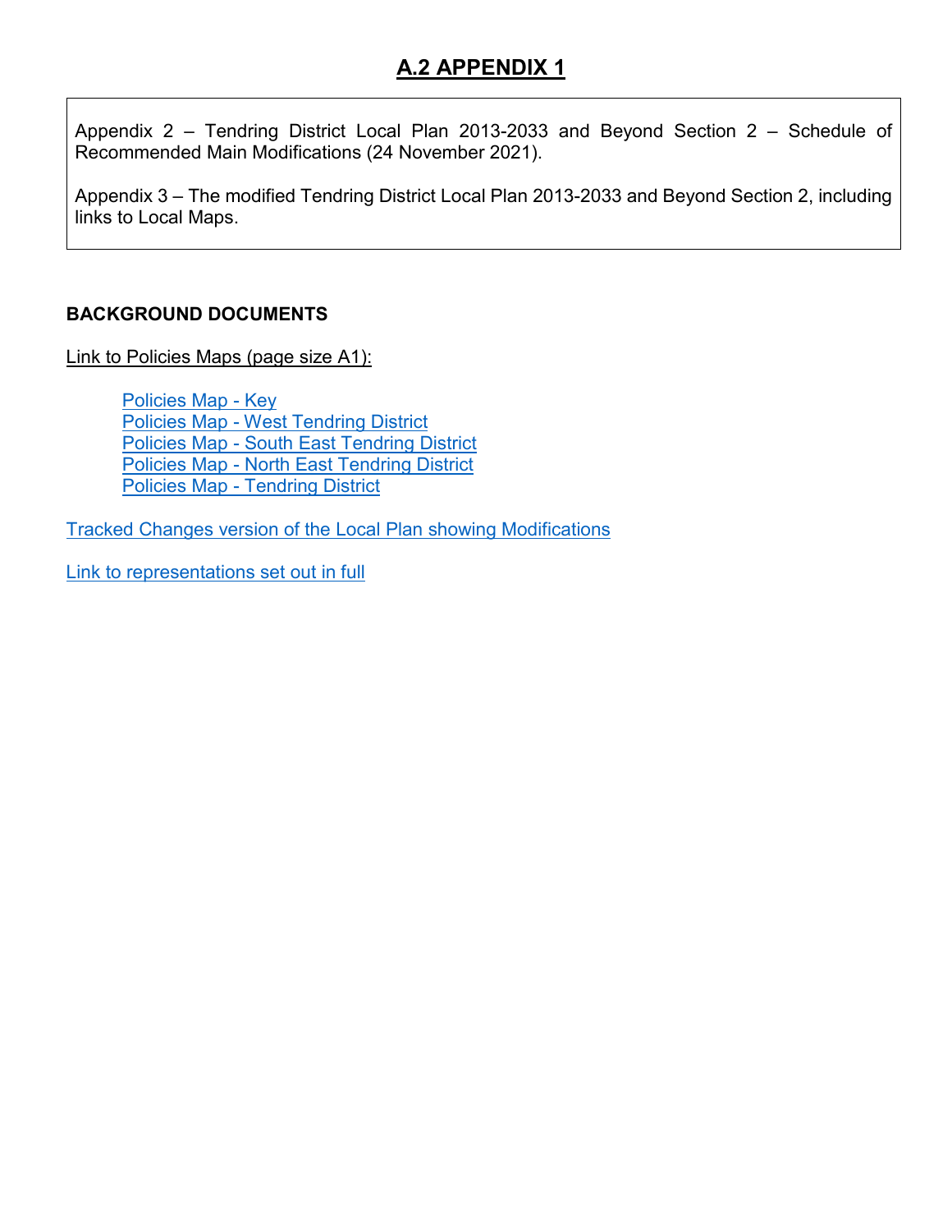## A.2 APPENDIX 1

Appendix 2 – Tendring District Local Plan 2013-2033 and Beyond Section 2 – Schedule of Recommended Main Modifications (24 November 2021).

Appendix 3 – The modified Tendring District Local Plan 2013-2033 and Beyond Section 2, including links to Local Maps.

**BACKGROUND DOCUMENTS**

Link to Policies Maps (page size A1):

- Policies Map - Key
- Policies Map - West Tendring District
- Policies Map - South East Tendring District
- Policies Map - North East Tendring District
- Policies Map - Tendring District

Tracked Changes version of the Local Plan showing Modifications

Link to representations set out in full